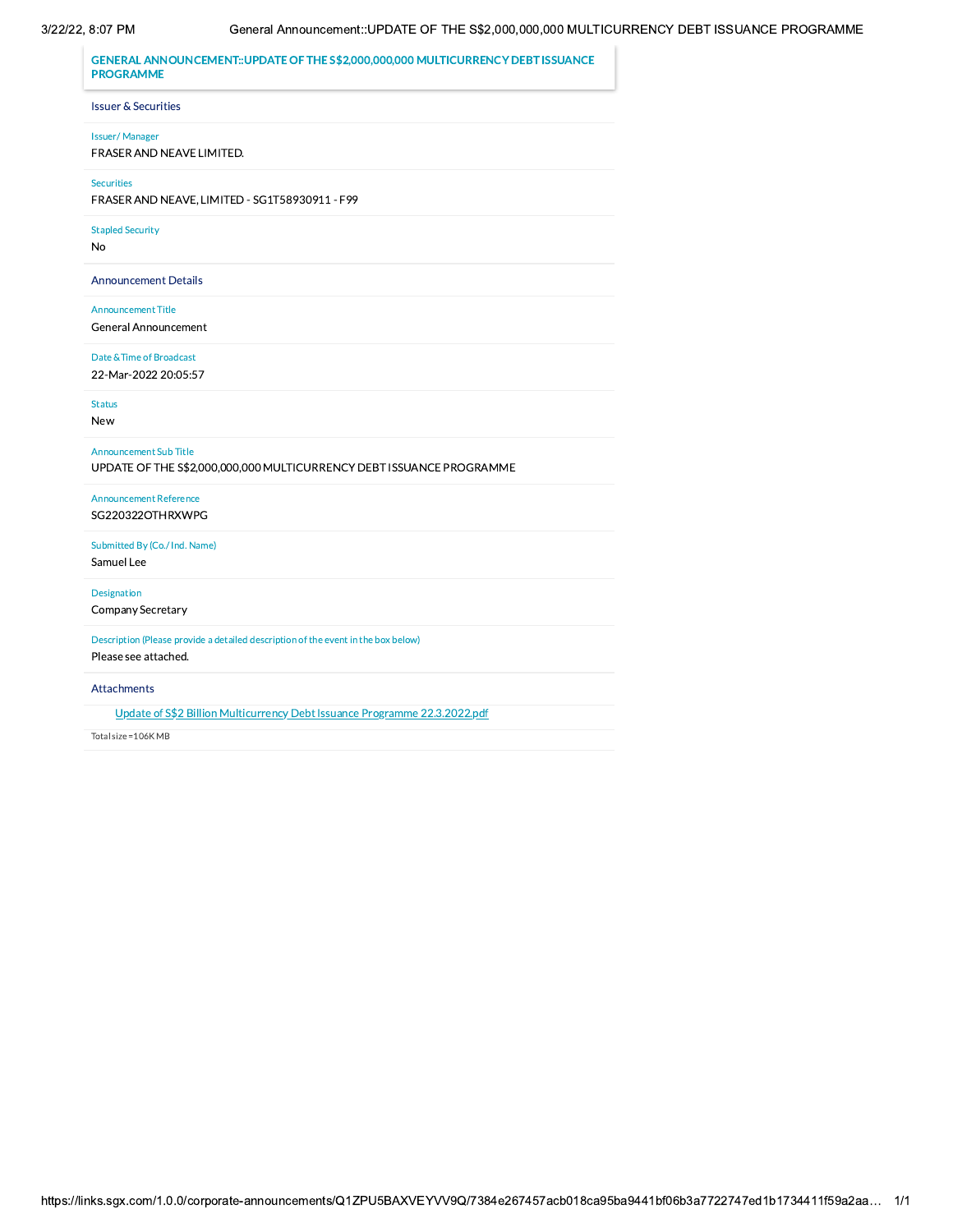# GENERAL ANNOUNCEMENT::UPDATE OF THE S$2,000,000,000 MULTICURRENCY DEBT ISSUANCE PROGRAMME

## Issuer & Securities

**Issuer/ Manager**
FRASER AND NEAVE LIMITED.

**Securities**
FRASER AND NEAVE, LIMITED - SG1T58930911 - F99

**Stapled Security**
No

## Announcement Details

**Announcement Title**
General Announcement

**Date &Time of Broadcast**
22-Mar-2022 20:05:57

**Status**
New

**Announcement Sub Title**
UPDATE OF THE S$2,000,000,000 MULTICURRENCY DEBT ISSUANCE PROGRAMME

**Announcement Reference**
SG220322OTHRXWPG

**Submitted By (Co./ Ind. Name)**
Samuel Lee

**Designation**
Company Secretary

**Description (Please provide a detailed description of the event in the box below)**
Please see attached.

## Attachments

Update of S$2 Billion Multicurrency Debt Issuance Programme 22.3.2022.pdf

Total size =106K MB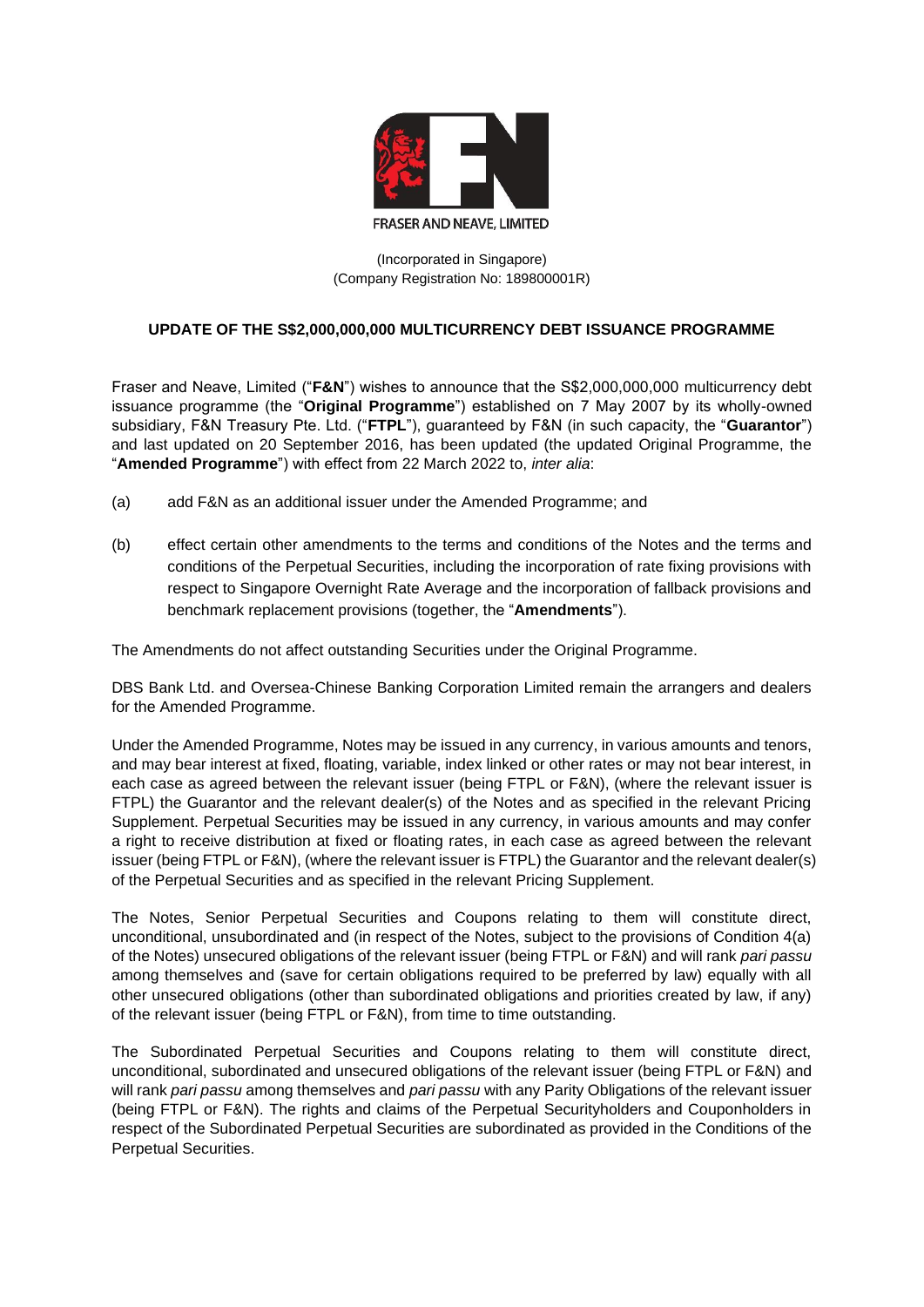FRASER AND NEAVE, LIMITED

(Incorporated in Singapore)
(Company Registration No: 189800001R)

**UPDATE OF THE S$2,000,000,000 MULTICURRENCY DEBT ISSUANCE PROGRAMME**

Fraser and Neave, Limited ("**F&N**") wishes to announce that the S$2,000,000,000 multicurrency debt issuance programme (the "**Original Programme**") established on 7 May 2007 by its wholly-owned subsidiary, F&N Treasury Pte. Ltd. ("**FTPL**"), guaranteed by F&N (in such capacity, the "**Guarantor**") and last updated on 20 September 2016, has been updated (the updated Original Programme, the "**Amended Programme**") with effect from 22 March 2022 to, *inter alia*:

(a) add F&N as an additional issuer under the Amended Programme; and

(b) effect certain other amendments to the terms and conditions of the Notes and the terms and conditions of the Perpetual Securities, including the incorporation of rate fixing provisions with respect to Singapore Overnight Rate Average and the incorporation of fallback provisions and benchmark replacement provisions (together, the "**Amendments**").

The Amendments do not affect outstanding Securities under the Original Programme.

DBS Bank Ltd. and Oversea-Chinese Banking Corporation Limited remain the arrangers and dealers for the Amended Programme.

Under the Amended Programme, Notes may be issued in any currency, in various amounts and tenors, and may bear interest at fixed, floating, variable, index linked or other rates or may not bear interest, in each case as agreed between the relevant issuer (being FTPL or F&N), (where the relevant issuer is FTPL) the Guarantor and the relevant dealer(s) of the Notes and as specified in the relevant Pricing Supplement. Perpetual Securities may be issued in any currency, in various amounts and may confer a right to receive distribution at fixed or floating rates, in each case as agreed between the relevant issuer (being FTPL or F&N), (where the relevant issuer is FTPL) the Guarantor and the relevant dealer(s) of the Perpetual Securities and as specified in the relevant Pricing Supplement.

The Notes, Senior Perpetual Securities and Coupons relating to them will constitute direct, unconditional, unsubordinated and (in respect of the Notes, subject to the provisions of Condition 4(a) of the Notes) unsecured obligations of the relevant issuer (being FTPL or F&N) and will rank *pari passu* among themselves and (save for certain obligations required to be preferred by law) equally with all other unsecured obligations (other than subordinated obligations and priorities created by law, if any) of the relevant issuer (being FTPL or F&N), from time to time outstanding.

The Subordinated Perpetual Securities and Coupons relating to them will constitute direct, unconditional, subordinated and unsecured obligations of the relevant issuer (being FTPL or F&N) and will rank *pari passu* among themselves and *pari passu* with any Parity Obligations of the relevant issuer (being FTPL or F&N). The rights and claims of the Perpetual Securityholders and Couponholders in respect of the Subordinated Perpetual Securities are subordinated as provided in the Conditions of the Perpetual Securities.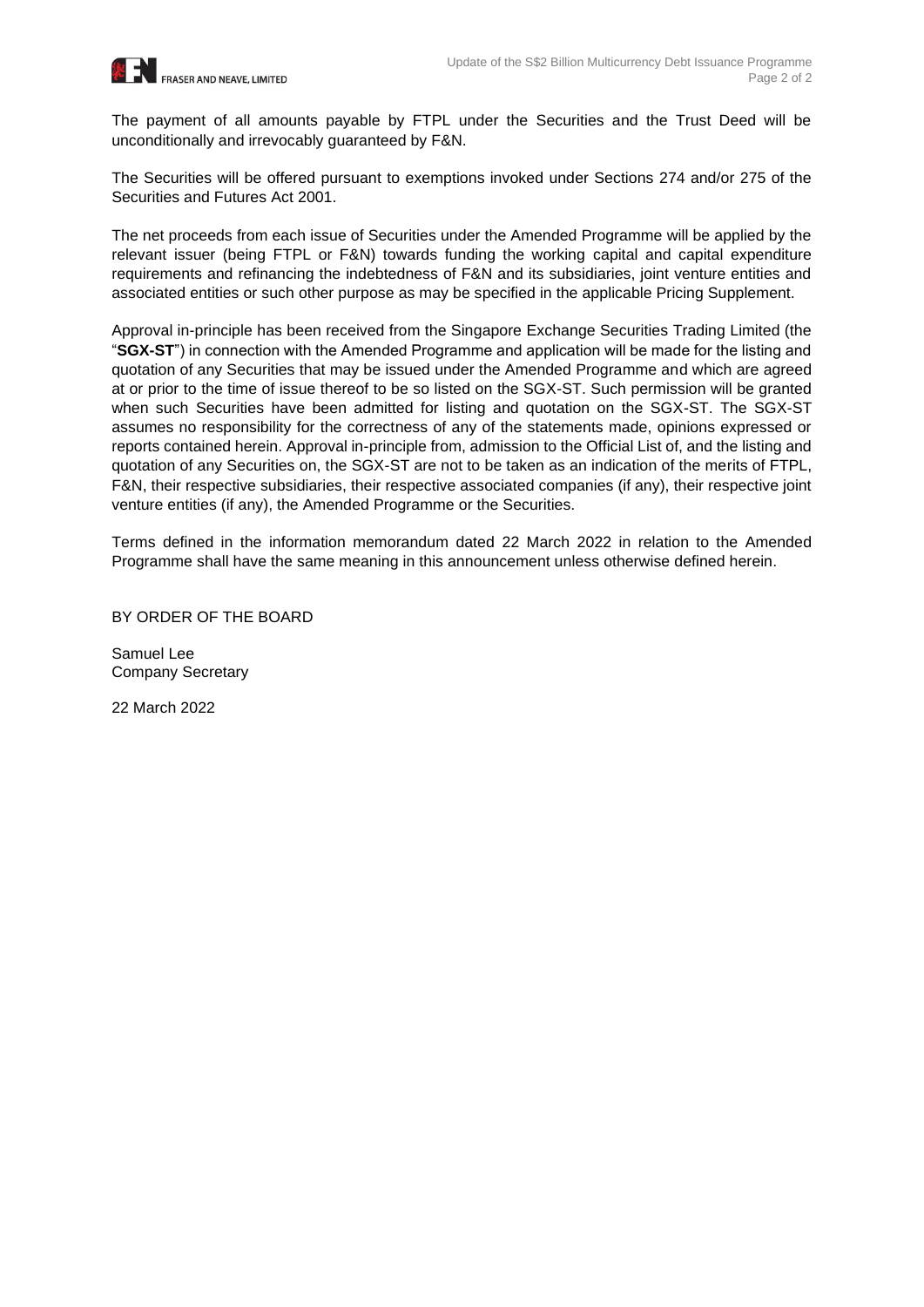The payment of all amounts payable by FTPL under the Securities and the Trust Deed will be unconditionally and irrevocably guaranteed by F&N.

The Securities will be offered pursuant to exemptions invoked under Sections 274 and/or 275 of the Securities and Futures Act 2001.

The net proceeds from each issue of Securities under the Amended Programme will be applied by the relevant issuer (being FTPL or F&N) towards funding the working capital and capital expenditure requirements and refinancing the indebtedness of F&N and its subsidiaries, joint venture entities and associated entities or such other purpose as may be specified in the applicable Pricing Supplement.

Approval in-principle has been received from the Singapore Exchange Securities Trading Limited (the "**SGX-ST**") in connection with the Amended Programme and application will be made for the listing and quotation of any Securities that may be issued under the Amended Programme and which are agreed at or prior to the time of issue thereof to be so listed on the SGX-ST. Such permission will be granted when such Securities have been admitted for listing and quotation on the SGX-ST. The SGX-ST assumes no responsibility for the correctness of any of the statements made, opinions expressed or reports contained herein. Approval in-principle from, admission to the Official List of, and the listing and quotation of any Securities on, the SGX-ST are not to be taken as an indication of the merits of FTPL, F&N, their respective subsidiaries, their respective associated companies (if any), their respective joint venture entities (if any), the Amended Programme or the Securities.

Terms defined in the information memorandum dated 22 March 2022 in relation to the Amended Programme shall have the same meaning in this announcement unless otherwise defined herein.

BY ORDER OF THE BOARD

Samuel Lee
Company Secretary

22 March 2022